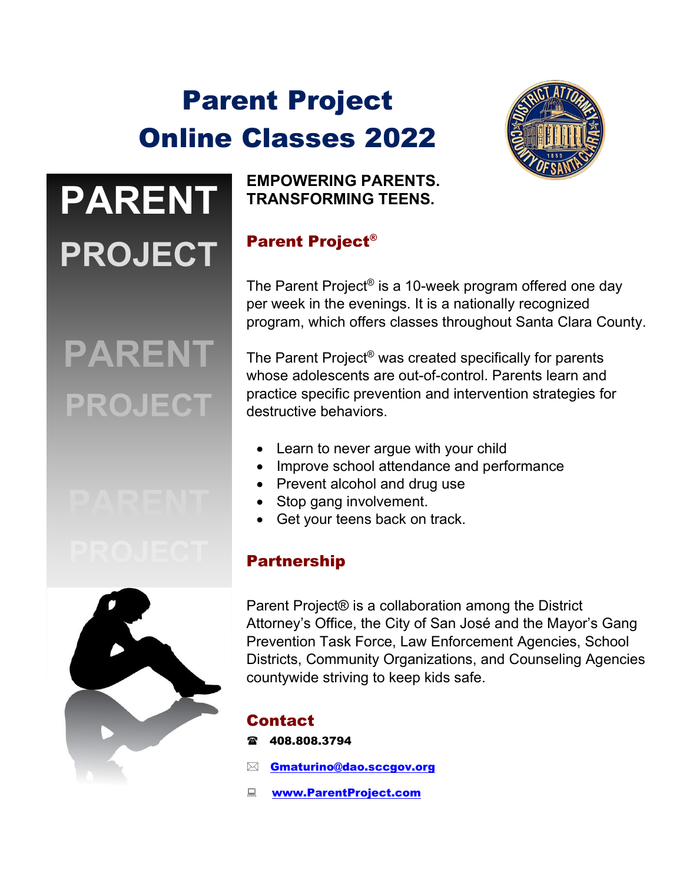# Parent Project Online Classes 2022

PARENT PROJECT

PARENT PROJECT

PARENT PROJECT

**EMPOWERING PARENTS. TRANSFORMING TEENS.**

## Parent Project®

The Parent Project® is a 10-week program offered one day per week in the evenings. It is a nationally recognized program, which offers classes throughout Santa Clara County.

The Parent Project® was created specifically for parents whose adolescents are out-of-control. Parents learn and practice specific prevention and intervention strategies for destructive behaviors.

- Learn to never argue with your child
- Improve school attendance and performance
- Prevent alcohol and drug use
- Stop gang involvement.
- Get your teens back on track.

## Partnership

Parent Project® is a collaboration among the District Attorney's Office, the City of San José and the Mayor's Gang Prevention Task Force, Law Enforcement Agencies, School Districts, Community Organizations, and Counseling Agencies countywide striving to keep kids safe.

## Contact

☎ **408.808.3794**

✉ **Gmaturino@dao.sccgov.org**

**www.ParentProject.com**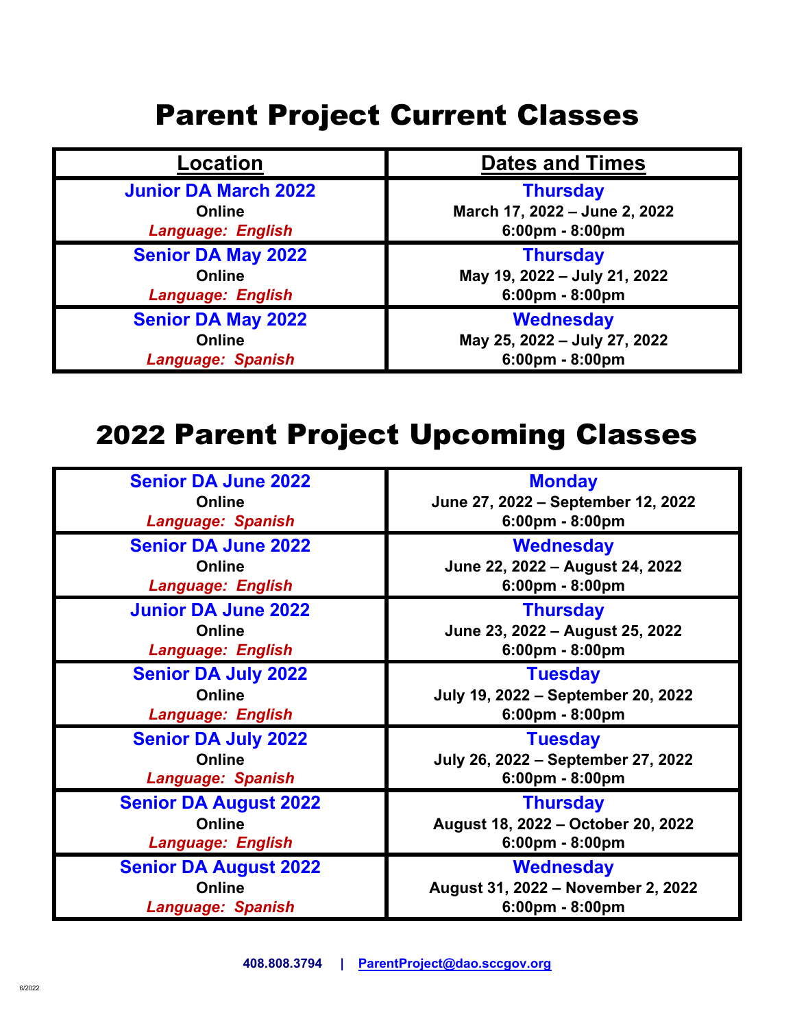# Parent Project Current Classes

| Location | Dates and Times |
|---|---|
| **Junior DA March 2022**<br>**Online**<br>***Language: English*** | **Thursday**<br>**March 17, 2022 – June 2, 2022**<br>**6:00pm - 8:00pm** |
| **Senior DA May 2022**<br>**Online**<br>***Language: English*** | **Thursday**<br>**May 19, 2022 – July 21, 2022**<br>**6:00pm - 8:00pm** |
| **Senior DA May 2022**<br>**Online**<br>***Language: Spanish*** | **Wednesday**<br>**May 25, 2022 – July 27, 2022**<br>**6:00pm - 8:00pm** |

# 2022 Parent Project Upcoming Classes

| | |
|---|---|
| **Senior DA June 2022**<br>**Online**<br>***Language: Spanish*** | **Monday**<br>**June 27, 2022 – September 12, 2022**<br>**6:00pm - 8:00pm** |
| **Senior DA June 2022**<br>**Online**<br>***Language: English*** | **Wednesday**<br>**June 22, 2022 – August 24, 2022**<br>**6:00pm - 8:00pm** |
| **Junior DA June 2022**<br>**Online**<br>***Language: English*** | **Thursday**<br>**June 23, 2022 – August 25, 2022**<br>**6:00pm - 8:00pm** |
| **Senior DA July 2022**<br>**Online**<br>***Language: English*** | **Tuesday**<br>**July 19, 2022 – September 20, 2022**<br>**6:00pm - 8:00pm** |
| **Senior DA July 2022**<br>**Online**<br>***Language: Spanish*** | **Tuesday**<br>**July 26, 2022 – September 27, 2022**<br>**6:00pm - 8:00pm** |
| **Senior DA August 2022**<br>**Online**<br>***Language: English*** | **Thursday**<br>**August 18, 2022 – October 20, 2022**<br>**6:00pm - 8:00pm** |
| **Senior DA August 2022**<br>**Online**<br>***Language: Spanish*** | **Wednesday**<br>**August 31, 2022 – November 2, 2022**<br>**6:00pm - 8:00pm** |

**408.808.3794 | ParentProject@dao.sccgov.org**

6/2022